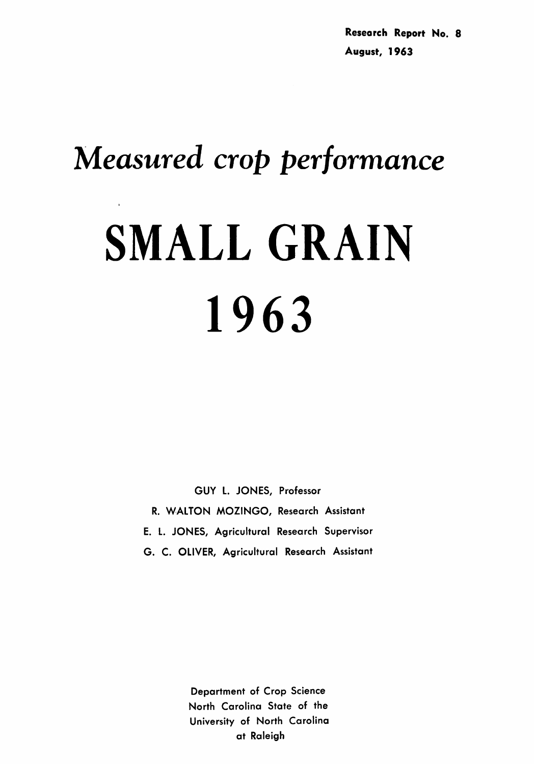Research Report No. 8
August, 1963

# *Measured crop performance*

# SMALL GRAIN

# 1963

GUY L. JONES, Professor

R. WALTON MOZINGO, Research Assistant

E. L. JONES, Agricultural Research Supervisor

G. C. OLIVER, Agricultural Research Assistant

Department of Crop Science
North Carolina State of the
University of North Carolina
at Raleigh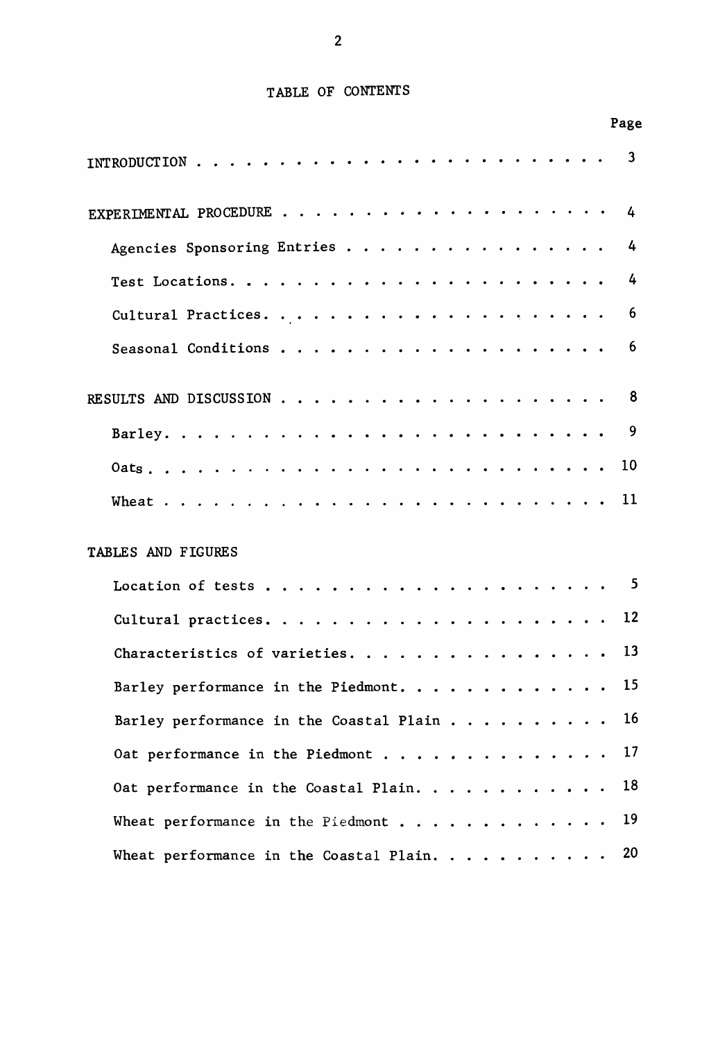# TABLE OF CONTENTS

| | Page |
|---|---|
| INTRODUCTION | 3 |
| EXPERIMENTAL PROCEDURE | 4 |
| Agencies Sponsoring Entries | 4 |
| Test Locations | 4 |
| Cultural Practices | 6 |
| Seasonal Conditions | 6 |
| RESULTS AND DISCUSSION | 8 |
| Barley | 9 |
| Oats | 10 |
| Wheat | 11 |
| TABLES AND FIGURES | |
| Location of tests | 5 |
| Cultural practices | 12 |
| Characteristics of varieties | 13 |
| Barley performance in the Piedmont | 15 |
| Barley performance in the Coastal Plain | 16 |
| Oat performance in the Piedmont | 17 |
| Oat performance in the Coastal Plain | 18 |
| Wheat performance in the Piedmont | 19 |
| Wheat performance in the Coastal Plain | 20 |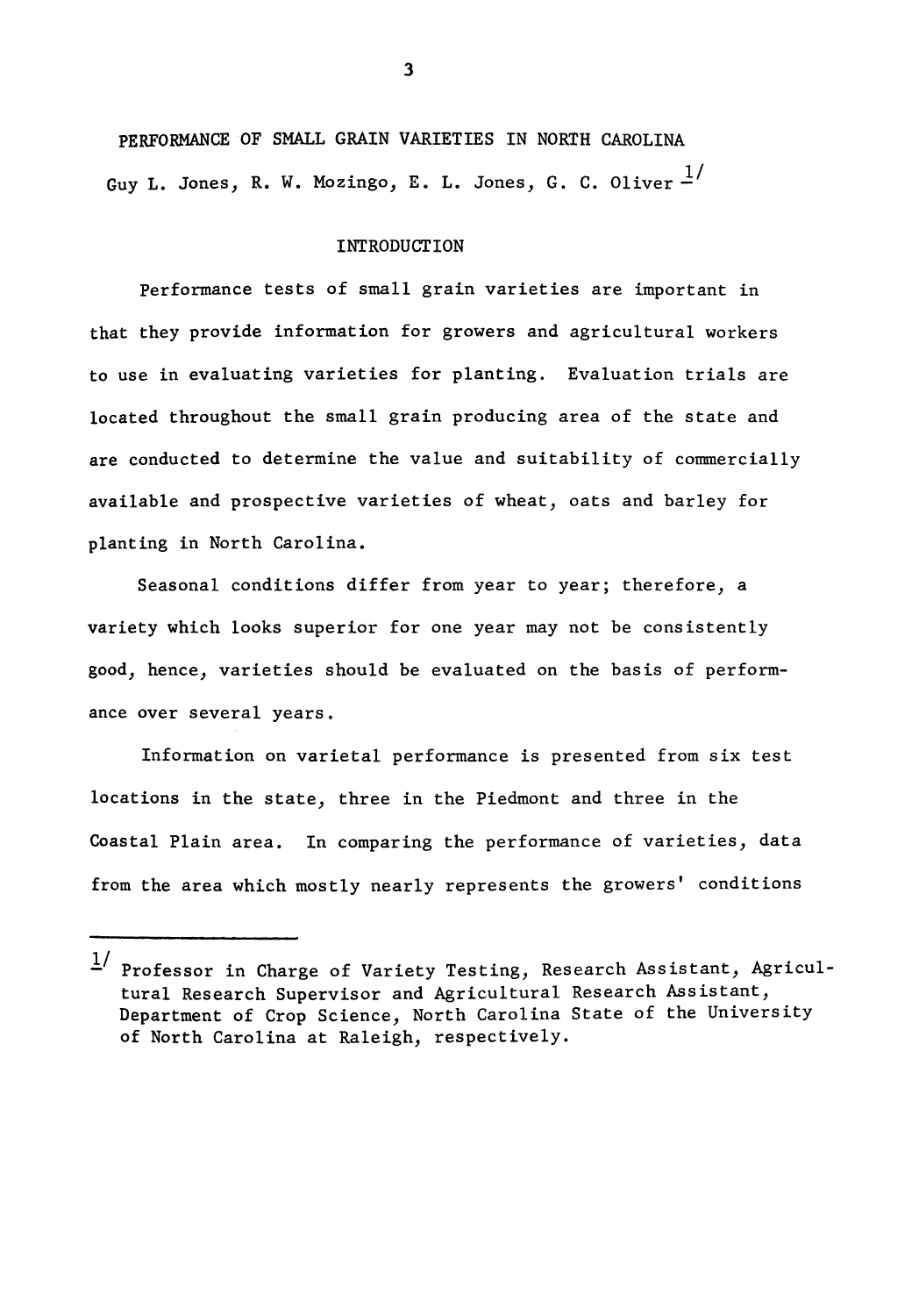# PERFORMANCE OF SMALL GRAIN VARIETIES IN NORTH CAROLINA

Guy L. Jones, R. W. Mozingo, E. L. Jones, G. C. Oliver [1/]

## INTRODUCTION

Performance tests of small grain varieties are important in that they provide information for growers and agricultural workers to use in evaluating varieties for planting. Evaluation trials are located throughout the small grain producing area of the state and are conducted to determine the value and suitability of commercially available and prospective varieties of wheat, oats and barley for planting in North Carolina.

Seasonal conditions differ from year to year; therefore, a variety which looks superior for one year may not be consistently good, hence, varieties should be evaluated on the basis of performance over several years.

Information on varietal performance is presented from six test locations in the state, three in the Piedmont and three in the Coastal Plain area. In comparing the performance of varieties, data from the area which mostly nearly represents the growers' conditions

---

[1/] Professor in Charge of Variety Testing, Research Assistant, Agricultural Research Supervisor and Agricultural Research Assistant, Department of Crop Science, North Carolina State of the University of North Carolina at Raleigh, respectively.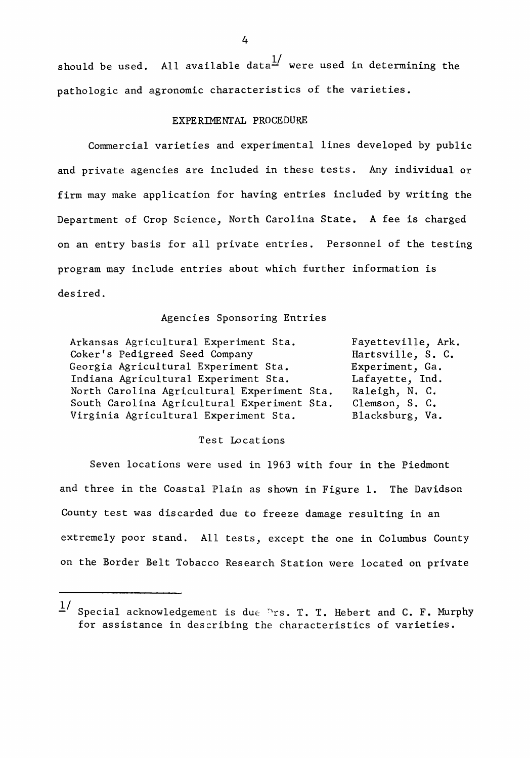should be used. All available data[1] were used in determining the pathologic and agronomic characteristics of the varieties.

## EXPERIMENTAL PROCEDURE

Commercial varieties and experimental lines developed by public and private agencies are included in these tests. Any individual or firm may make application for having entries included by writing the Department of Crop Science, North Carolina State. A fee is charged on an entry basis for all private entries. Personnel of the testing program may include entries about which further information is desired.

### Agencies Sponsoring Entries

| | |
|---|---|
| Arkansas Agricultural Experiment Sta. | Fayetteville, Ark. |
| Coker's Pedigreed Seed Company | Hartsville, S. C. |
| Georgia Agricultural Experiment Sta. | Experiment, Ga. |
| Indiana Agricultural Experiment Sta. | Lafayette, Ind. |
| North Carolina Agricultural Experiment Sta. | Raleigh, N. C. |
| South Carolina Agricultural Experiment Sta. | Clemson, S. C. |
| Virginia Agricultural Experiment Sta. | Blacksburg, Va. |

### Test Locations

Seven locations were used in 1963 with four in the Piedmont and three in the Coastal Plain as shown in Figure 1. The Davidson County test was discarded due to freeze damage resulting in an extremely poor stand. All tests, except the one in Columbus County on the Border Belt Tobacco Research Station were located on private

---

[1] Special acknowledgement is due Drs. T. T. Hebert and C. F. Murphy for assistance in describing the characteristics of varieties.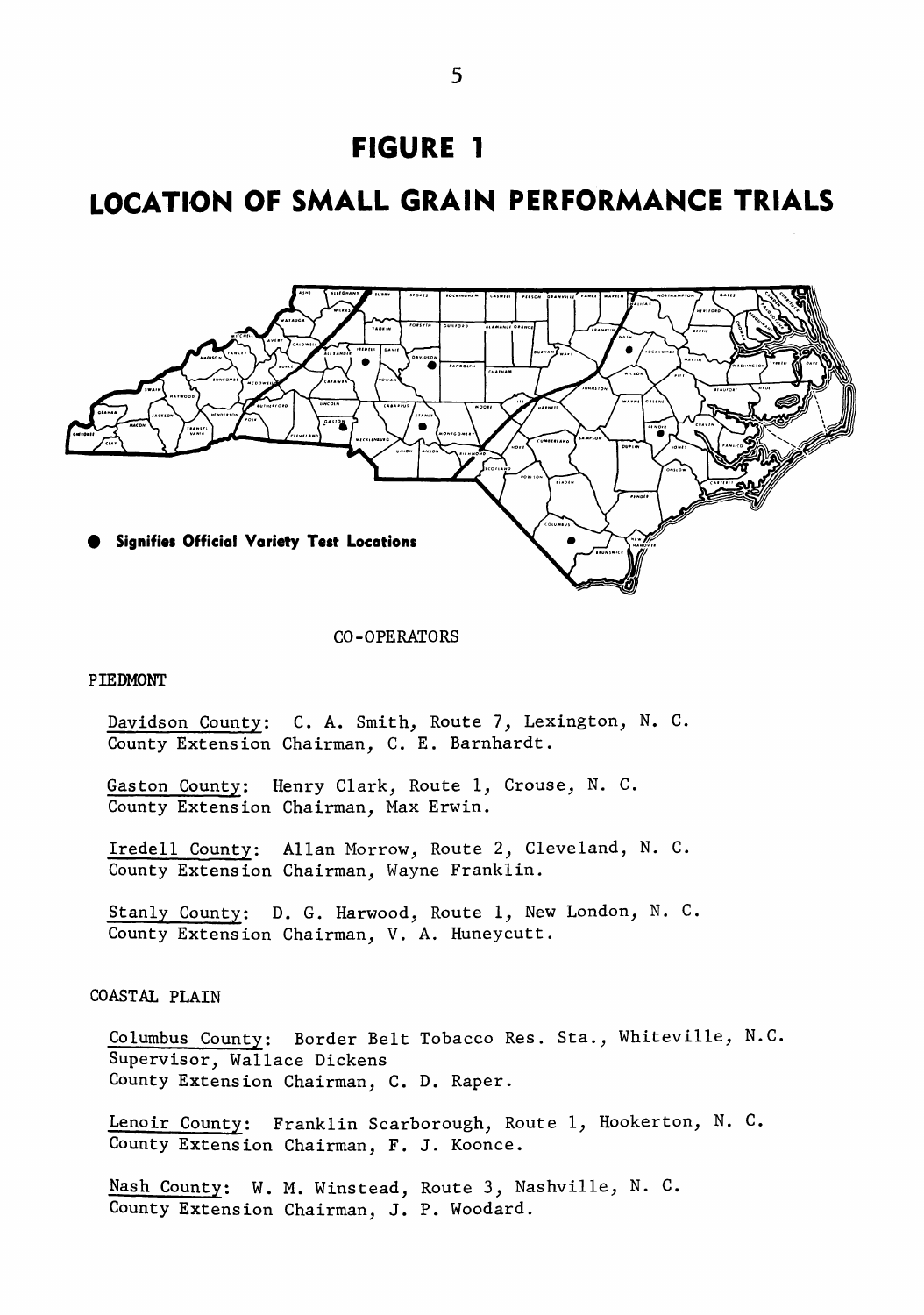# FIGURE 1

# LOCATION OF SMALL GRAIN PERFORMANCE TRIALS

● **Signifies Official Variety Test Locations**

CO-OPERATORS

PIEDMONT

Davidson County: C. A. Smith, Route 7, Lexington, N. C.
County Extension Chairman, C. E. Barnhardt.

Gaston County: Henry Clark, Route 1, Crouse, N. C.
County Extension Chairman, Max Erwin.

Iredell County: Allan Morrow, Route 2, Cleveland, N. C.
County Extension Chairman, Wayne Franklin.

Stanly County: D. G. Harwood, Route 1, New London, N. C.
County Extension Chairman, V. A. Huneycutt.

COASTAL PLAIN

Columbus County: Border Belt Tobacco Res. Sta., Whiteville, N.C.
Supervisor, Wallace Dickens
County Extension Chairman, C. D. Raper.

Lenoir County: Franklin Scarborough, Route 1, Hookerton, N. C.
County Extension Chairman, F. J. Koonce.

Nash County: W. M. Winstead, Route 3, Nashville, N. C.
County Extension Chairman, J. P. Woodard.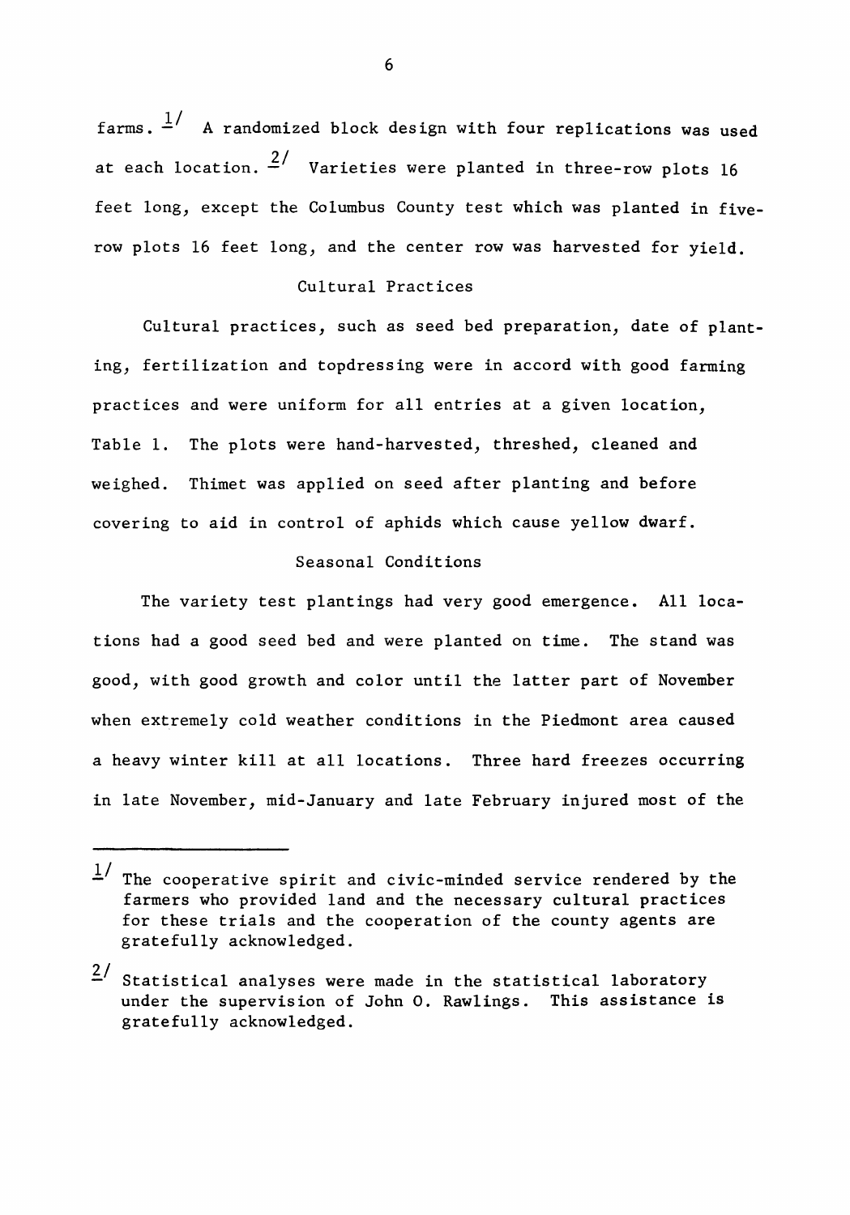farms.[1] A randomized block design with four replications was used at each location.[2] Varieties were planted in three-row plots 16 feet long, except the Columbus County test which was planted in five-row plots 16 feet long, and the center row was harvested for yield.

## Cultural Practices

Cultural practices, such as seed bed preparation, date of planting, fertilization and topdressing were in accord with good farming practices and were uniform for all entries at a given location, Table 1. The plots were hand-harvested, threshed, cleaned and weighed. Thimet was applied on seed after planting and before covering to aid in control of aphids which cause yellow dwarf.

## Seasonal Conditions

The variety test plantings had very good emergence. All locations had a good seed bed and were planted on time. The stand was good, with good growth and color until the latter part of November when extremely cold weather conditions in the Piedmont area caused a heavy winter kill at all locations. Three hard freezes occurring in late November, mid-January and late February injured most of the

---

[1] The cooperative spirit and civic-minded service rendered by the farmers who provided land and the necessary cultural practices for these trials and the cooperation of the county agents are gratefully acknowledged.

[2] Statistical analyses were made in the statistical laboratory under the supervision of John O. Rawlings. This assistance is gratefully acknowledged.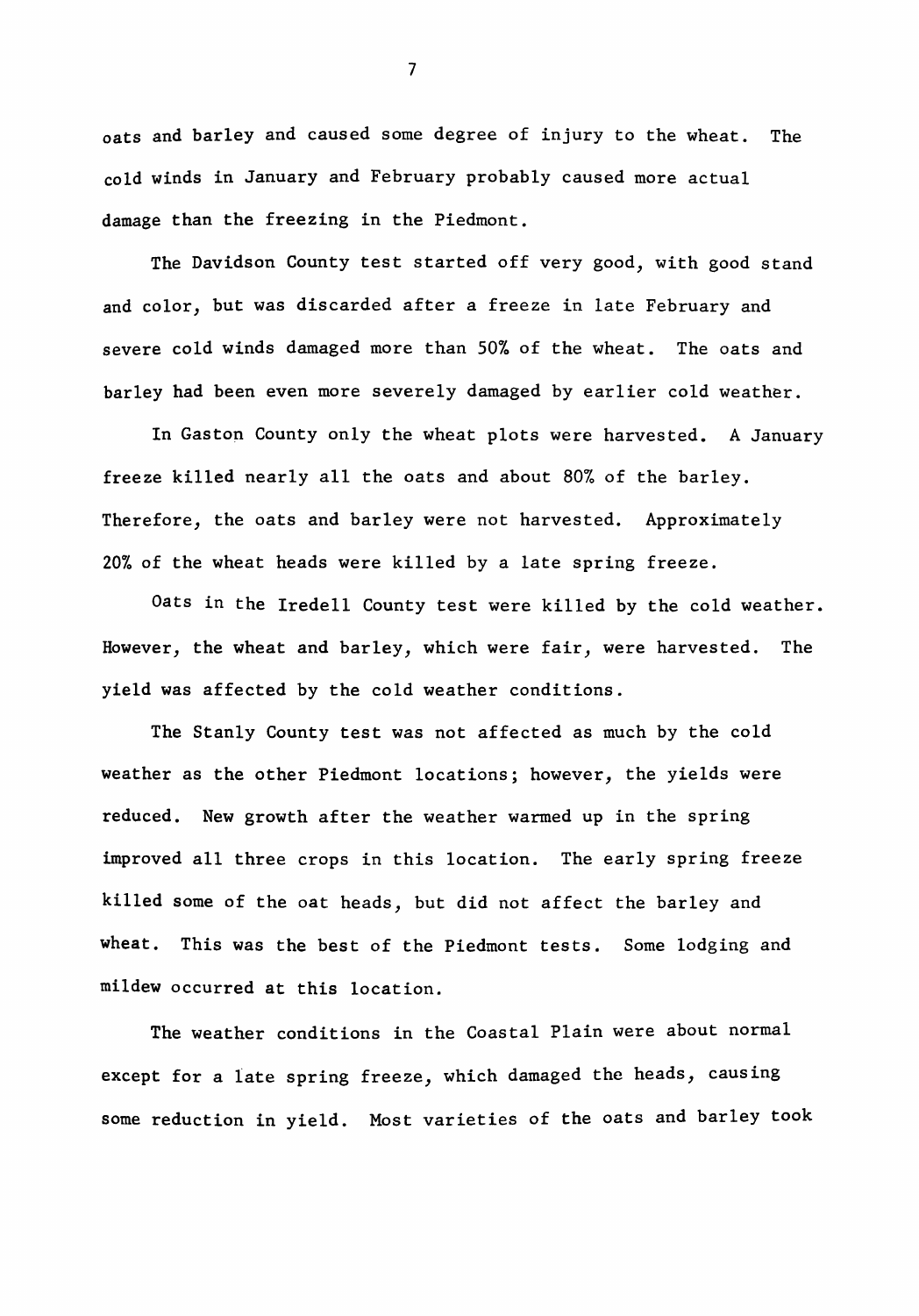oats and barley and caused some degree of injury to the wheat. The cold winds in January and February probably caused more actual damage than the freezing in the Piedmont.

The Davidson County test started off very good, with good stand and color, but was discarded after a freeze in late February and severe cold winds damaged more than 50% of the wheat. The oats and barley had been even more severely damaged by earlier cold weather.

In Gaston County only the wheat plots were harvested. A January freeze killed nearly all the oats and about 80% of the barley. Therefore, the oats and barley were not harvested. Approximately 20% of the wheat heads were killed by a late spring freeze.

Oats in the Iredell County test were killed by the cold weather. However, the wheat and barley, which were fair, were harvested. The yield was affected by the cold weather conditions.

The Stanly County test was not affected as much by the cold weather as the other Piedmont locations; however, the yields were reduced. New growth after the weather warmed up in the spring improved all three crops in this location. The early spring freeze killed some of the oat heads, but did not affect the barley and wheat. This was the best of the Piedmont tests. Some lodging and mildew occurred at this location.

The weather conditions in the Coastal Plain were about normal except for a late spring freeze, which damaged the heads, causing some reduction in yield. Most varieties of the oats and barley took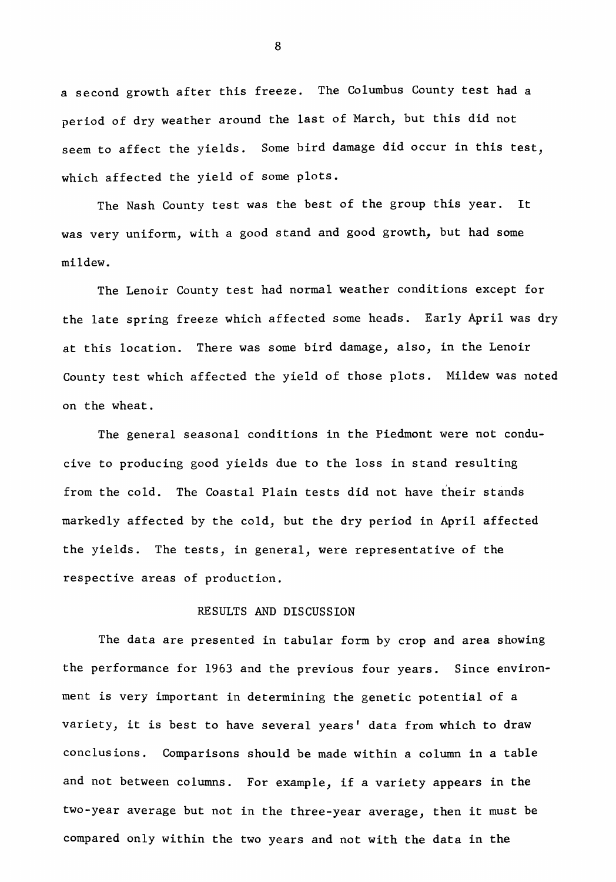a second growth after this freeze. The Columbus County test had a period of dry weather around the last of March, but this did not seem to affect the yields. Some bird damage did occur in this test, which affected the yield of some plots.

The Nash County test was the best of the group this year. It was very uniform, with a good stand and good growth, but had some mildew.

The Lenoir County test had normal weather conditions except for the late spring freeze which affected some heads. Early April was dry at this location. There was some bird damage, also, in the Lenoir County test which affected the yield of those plots. Mildew was noted on the wheat.

The general seasonal conditions in the Piedmont were not conducive to producing good yields due to the loss in stand resulting from the cold. The Coastal Plain tests did not have their stands markedly affected by the cold, but the dry period in April affected the yields. The tests, in general, were representative of the respective areas of production.

## RESULTS AND DISCUSSION

The data are presented in tabular form by crop and area showing the performance for 1963 and the previous four years. Since environment is very important in determining the genetic potential of a variety, it is best to have several years' data from which to draw conclusions. Comparisons should be made within a column in a table and not between columns. For example, if a variety appears in the two-year average but not in the three-year average, then it must be compared only within the two years and not with the data in the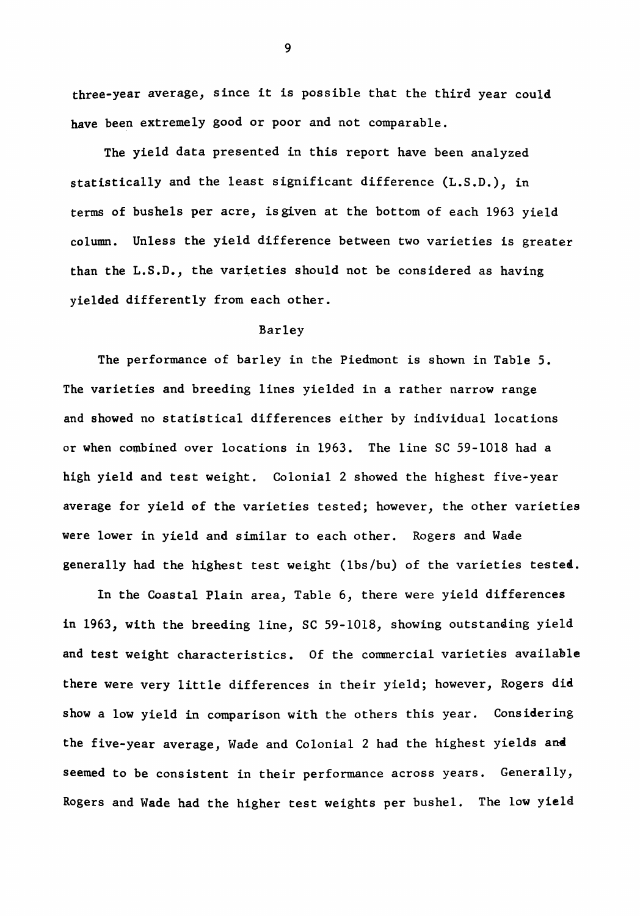three-year average, since it is possible that the third year could have been extremely good or poor and not comparable.

The yield data presented in this report have been analyzed statistically and the least significant difference (L.S.D.), in terms of bushels per acre, is given at the bottom of each 1963 yield column. Unless the yield difference between two varieties is greater than the L.S.D., the varieties should not be considered as having yielded differently from each other.

## Barley

The performance of barley in the Piedmont is shown in Table 5. The varieties and breeding lines yielded in a rather narrow range and showed no statistical differences either by individual locations or when combined over locations in 1963. The line SC 59-1018 had a high yield and test weight. Colonial 2 showed the highest five-year average for yield of the varieties tested; however, the other varieties were lower in yield and similar to each other. Rogers and Wade generally had the highest test weight (lbs/bu) of the varieties tested.

In the Coastal Plain area, Table 6, there were yield differences in 1963, with the breeding line, SC 59-1018, showing outstanding yield and test weight characteristics. Of the commercial varieties available there were very little differences in their yield; however, Rogers did show a low yield in comparison with the others this year. Considering the five-year average, Wade and Colonial 2 had the highest yields and seemed to be consistent in their performance across years. Generally, Rogers and Wade had the higher test weights per bushel. The low yield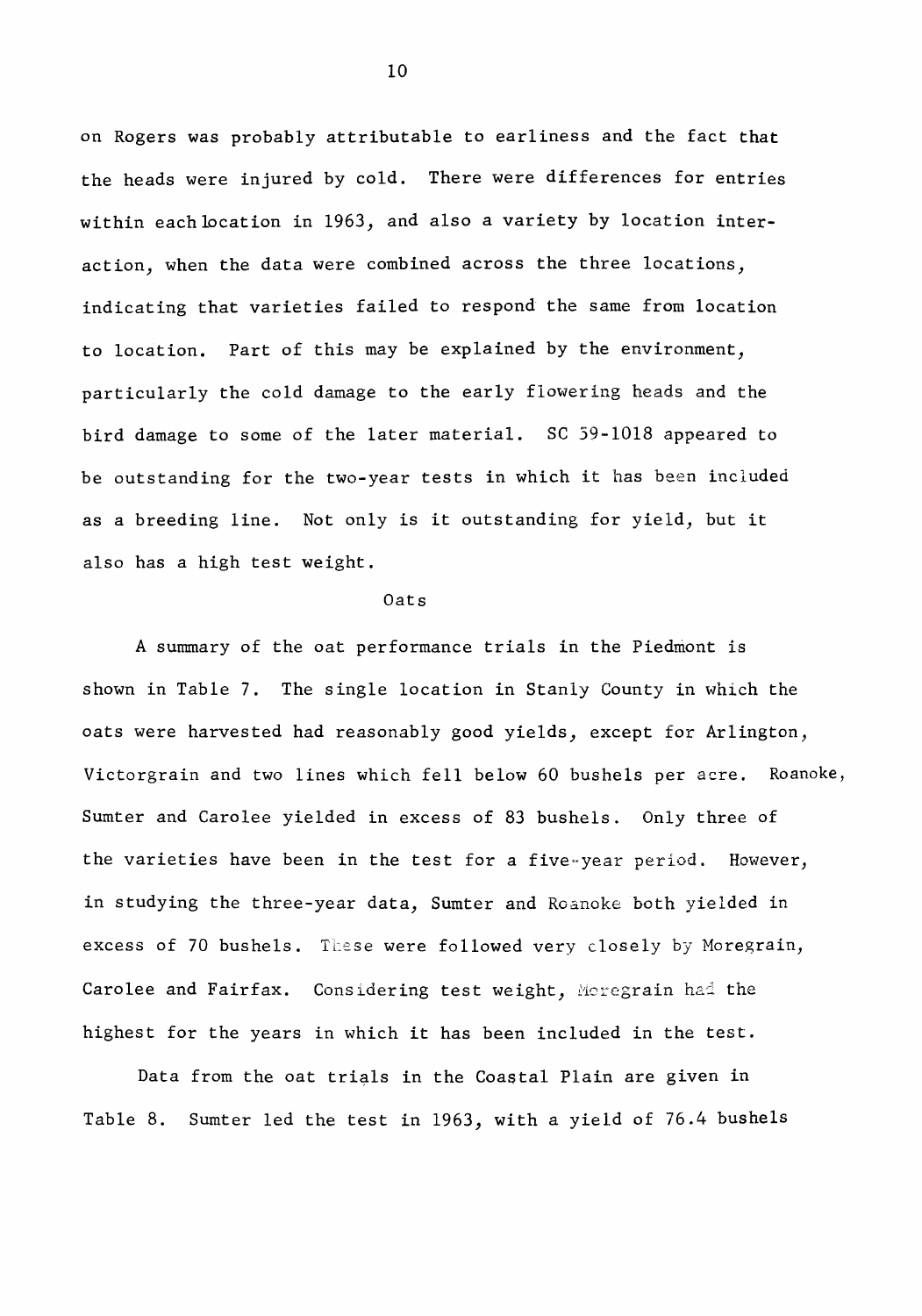on Rogers was probably attributable to earliness and the fact that the heads were injured by cold. There were differences for entries within each location in 1963, and also a variety by location interaction, when the data were combined across the three locations, indicating that varieties failed to respond the same from location to location. Part of this may be explained by the environment, particularly the cold damage to the early flowering heads and the bird damage to some of the later material. SC 59-1018 appeared to be outstanding for the two-year tests in which it has been included as a breeding line. Not only is it outstanding for yield, but it also has a high test weight.

## Oats

A summary of the oat performance trials in the Piedmont is shown in Table 7. The single location in Stanly County in which the oats were harvested had reasonably good yields, except for Arlington, Victorgrain and two lines which fell below 60 bushels per acre. Roanoke, Sumter and Carolee yielded in excess of 83 bushels. Only three of the varieties have been in the test for a five-year period. However, in studying the three-year data, Sumter and Roanoke both yielded in excess of 70 bushels. These were followed very closely by Moregrain, Carolee and Fairfax. Considering test weight, Moregrain had the highest for the years in which it has been included in the test.

Data from the oat trials in the Coastal Plain are given in Table 8. Sumter led the test in 1963, with a yield of 76.4 bushels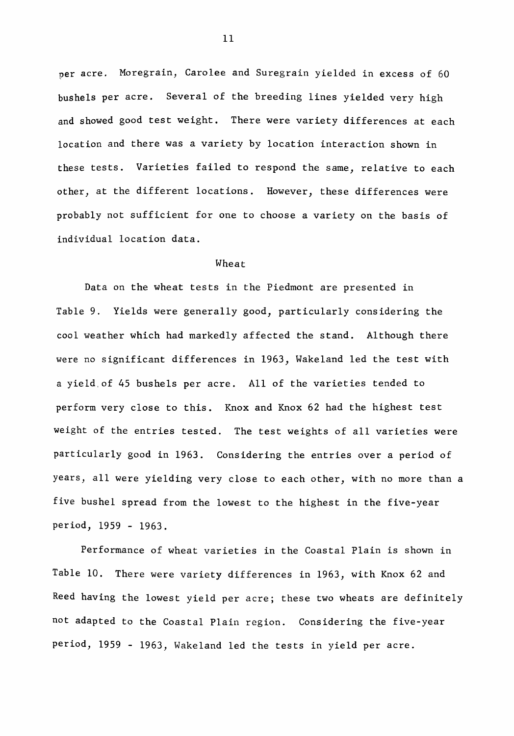per acre. Moregrain, Carolee and Suregrain yielded in excess of 60 bushels per acre. Several of the breeding lines yielded very high and showed good test weight. There were variety differences at each location and there was a variety by location interaction shown in these tests. Varieties failed to respond the same, relative to each other, at the different locations. However, these differences were probably not sufficient for one to choose a variety on the basis of individual location data.

## Wheat

Data on the wheat tests in the Piedmont are presented in Table 9. Yields were generally good, particularly considering the cool weather which had markedly affected the stand. Although there were no significant differences in 1963, Wakeland led the test with a yield of 45 bushels per acre. All of the varieties tended to perform very close to this. Knox and Knox 62 had the highest test weight of the entries tested. The test weights of all varieties were particularly good in 1963. Considering the entries over a period of years, all were yielding very close to each other, with no more than a five bushel spread from the lowest to the highest in the five-year period, 1959 - 1963.

Performance of wheat varieties in the Coastal Plain is shown in Table 10. There were variety differences in 1963, with Knox 62 and Reed having the lowest yield per acre; these two wheats are definitely not adapted to the Coastal Plain region. Considering the five-year period, 1959 - 1963, Wakeland led the tests in yield per acre.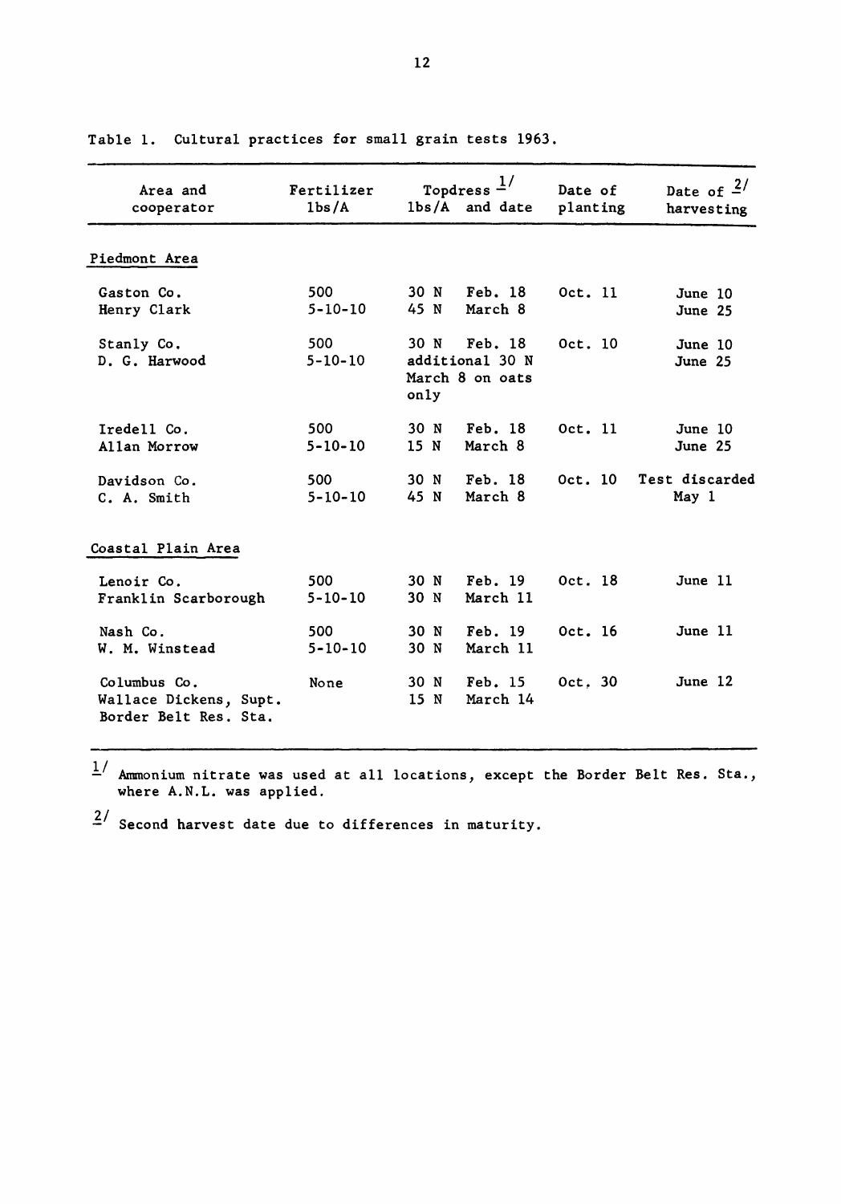Table 1. Cultural practices for small grain tests 1963.

| Area and cooperator | Fertilizer lbs/A | Topdress [1] lbs/A and date | Date of planting | Date of [2] harvesting |
|---|---|---|---|---|
| **Piedmont Area** | | | | |
| Gaston Co. Henry Clark | 500 5-10-10 | 30 N Feb. 18 45 N March 8 | Oct. 11 | June 10 June 25 |
| Stanly Co. D. G. Harwood | 500 5-10-10 | 30 N Feb. 18 additional 30 N March 8 on oats only | Oct. 10 | June 10 June 25 |
| Iredell Co. Allan Morrow | 500 5-10-10 | 30 N Feb. 18 15 N March 8 | Oct. 11 | June 10 June 25 |
| Davidson Co. C. A. Smith | 500 5-10-10 | 30 N Feb. 18 45 N March 8 | Oct. 10 | Test discarded May 1 |
| **Coastal Plain Area** | | | | |
| Lenoir Co. Franklin Scarborough | 500 5-10-10 | 30 N Feb. 19 30 N March 11 | Oct. 18 | June 11 |
| Nash Co. W. M. Winstead | 500 5-10-10 | 30 N Feb. 19 30 N March 11 | Oct. 16 | June 11 |
| Columbus Co. Wallace Dickens, Supt. Border Belt Res. Sta. | None | 30 N Feb. 15 15 N March 14 | Oct. 30 | June 12 |

[1] Ammonium nitrate was used at all locations, except the Border Belt Res. Sta., where A.N.L. was applied.

[2] Second harvest date due to differences in maturity.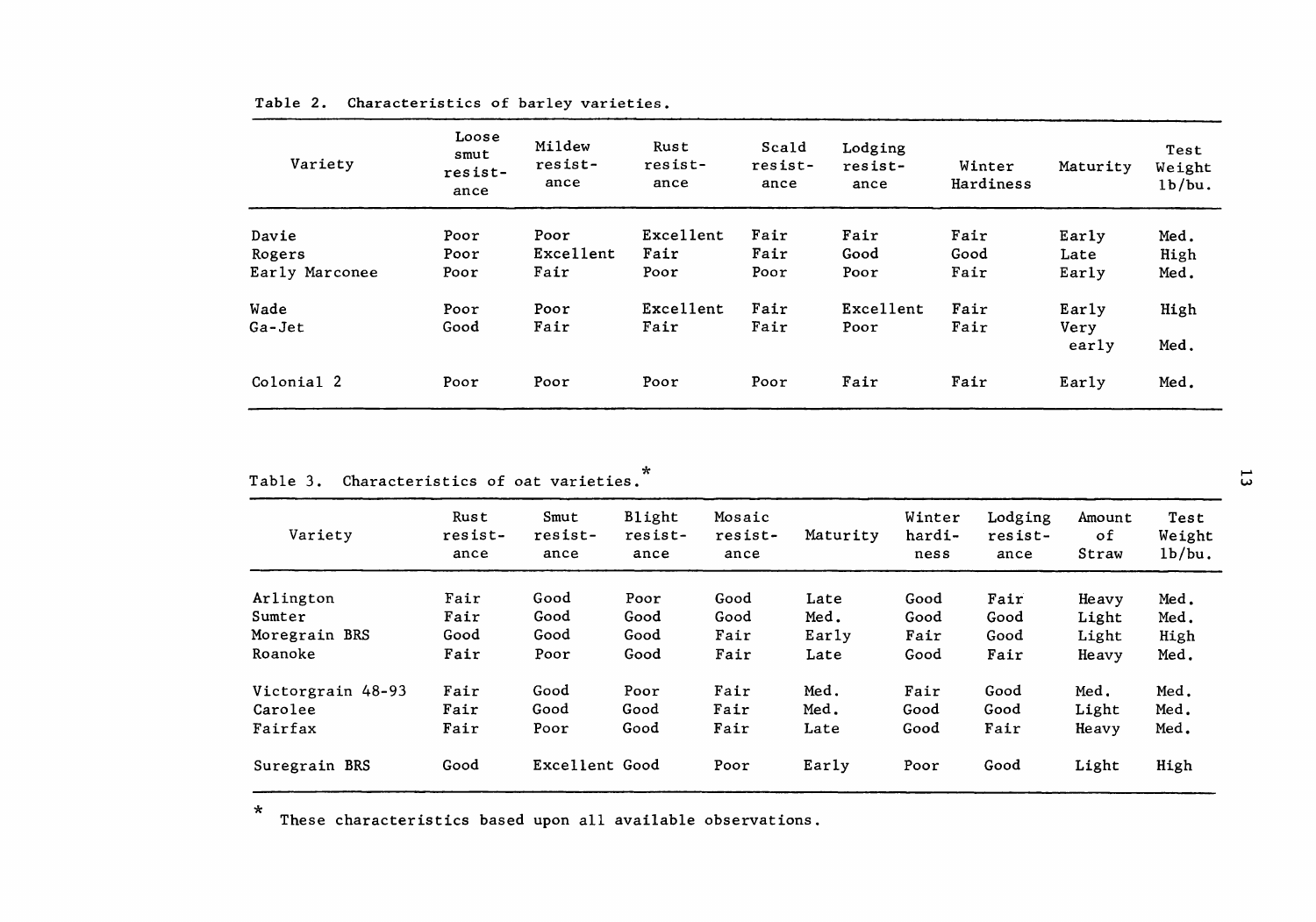Table 2. Characteristics of barley varieties.

| Variety | Loose smut resistance | Mildew resistance | Rust resistance | Scald resistance | Lodging resistance | Winter Hardiness | Maturity | Test Weight lb/bu. |
|---|---|---|---|---|---|---|---|---|
| Davie | Poor | Poor | Excellent | Fair | Fair | Fair | Early | Med. |
| Rogers | Poor | Excellent | Fair | Fair | Good | Good | Late | High |
| Early Marconee | Poor | Fair | Poor | Poor | Poor | Fair | Early | Med. |
| Wade | Poor | Poor | Excellent | Fair | Excellent | Fair | Early | High |
| Ga-Jet | Good | Fair | Fair | Fair | Poor | Fair | Very early | Med. |
| Colonial 2 | Poor | Poor | Poor | Poor | Fair | Fair | Early | Med. |

Table 3. Characteristics of oat varieties.*

| Variety | Rust resistance | Smut resistance | Blight resistance | Mosaic resistance | Maturity | Winter hardiness | Lodging resistance | Amount of Straw | Test Weight lb/bu. |
|---|---|---|---|---|---|---|---|---|---|
| Arlington | Fair | Good | Poor | Good | Late | Good | Fair | Heavy | Med. |
| Sumter | Fair | Good | Good | Good | Med. | Good | Good | Light | Med. |
| Moregrain BRS | Good | Good | Good | Fair | Early | Fair | Good | Light | High |
| Roanoke | Fair | Poor | Good | Fair | Late | Good | Fair | Heavy | Med. |
| Victorgrain 48-93 | Fair | Good | Poor | Fair | Med. | Fair | Good | Med. | Med. |
| Carolee | Fair | Good | Good | Fair | Med. | Good | Good | Light | Med. |
| Fairfax | Fair | Poor | Good | Fair | Late | Good | Fair | Heavy | Med. |
| Suregrain BRS | Good | Excellent | Good | Poor | Early | Poor | Good | Light | High |

\* These characteristics based upon all available observations.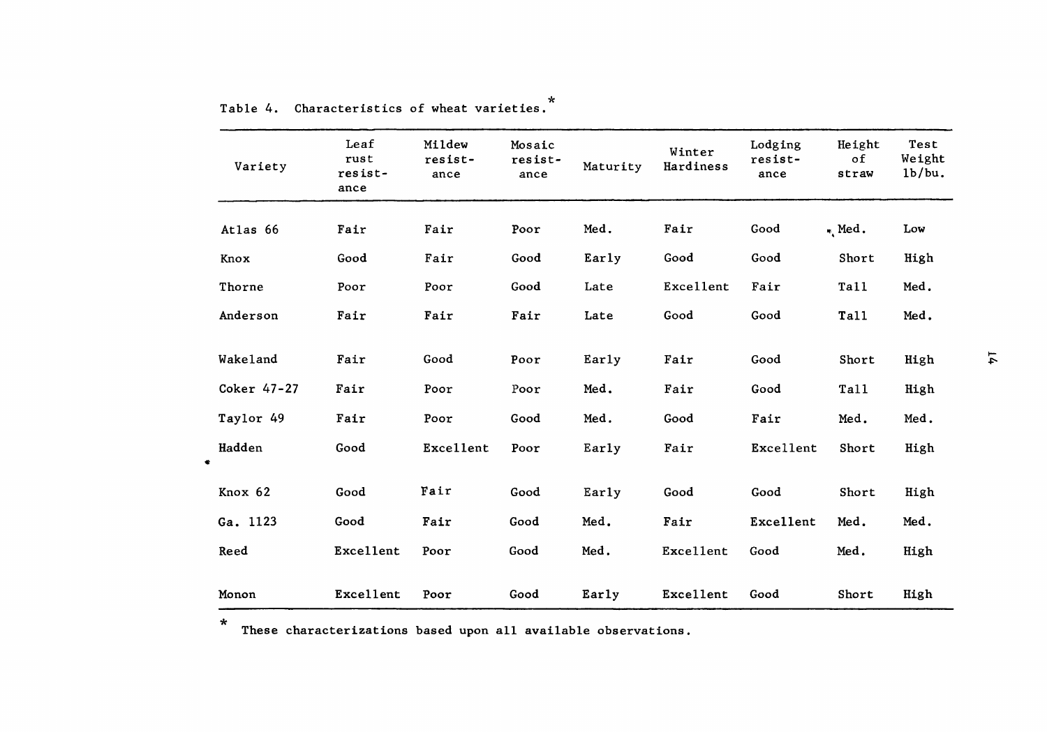Table 4. Characteristics of wheat varieties.*

| Variety | Leaf rust resistance | Mildew resistance | Mosaic resistance | Maturity | Winter Hardiness | Lodging resistance | Height of straw | Test Weight lb/bu. |
|---|---|---|---|---|---|---|---|---|
| Atlas 66 | Fair | Fair | Poor | Med. | Fair | Good | Med. | Low |
| Knox | Good | Fair | Good | Early | Good | Good | Short | High |
| Thorne | Poor | Poor | Good | Late | Excellent | Fair | Tall | Med. |
| Anderson | Fair | Fair | Fair | Late | Good | Good | Tall | Med. |
| Wakeland | Fair | Good | Poor | Early | Fair | Good | Short | High |
| Coker 47-27 | Fair | Poor | Poor | Med. | Fair | Good | Tall | High |
| Taylor 49 | Fair | Poor | Good | Med. | Good | Fair | Med. | Med. |
| Hadden | Good | Excellent | Poor | Early | Fair | Excellent | Short | High |
| Knox 62 | Good | Fair | Good | Early | Good | Good | Short | High |
| Ga. 1123 | Good | Fair | Good | Med. | Fair | Excellent | Med. | Med. |
| Reed | Excellent | Poor | Good | Med. | Excellent | Good | Med. | High |
| Monon | Excellent | Poor | Good | Early | Excellent | Good | Short | High |

\* These characterizations based upon all available observations.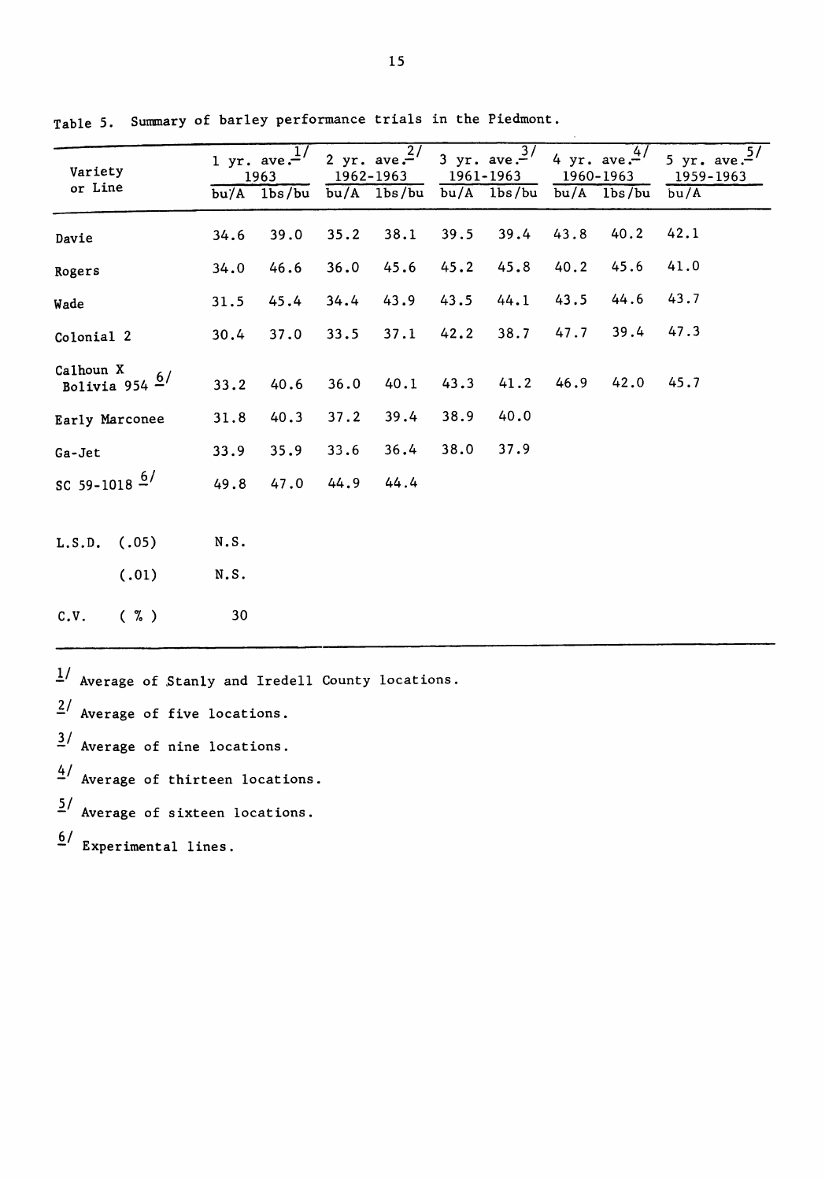Table 5. Summary of barley performance trials in the Piedmont.

| Variety or Line | 1 yr. ave.[1/] 1963 | | 2 yr. ave.[2/] 1962-1963 | | 3 yr. ave.[3/] 1961-1963 | | 4 yr. ave.[4/] 1960-1963 | | 5 yr. ave.[5/] 1959-1963 |
|---|---|---|---|---|---|---|---|---|---|
| | bu/A | lbs/bu | bu/A | lbs/bu | bu/A | lbs/bu | bu/A | lbs/bu | bu/A |
| Davie | 34.6 | 39.0 | 35.2 | 38.1 | 39.5 | 39.4 | 43.8 | 40.2 | 42.1 |
| Rogers | 34.0 | 46.6 | 36.0 | 45.6 | 45.2 | 45.8 | 40.2 | 45.6 | 41.0 |
| Wade | 31.5 | 45.4 | 34.4 | 43.9 | 43.5 | 44.1 | 43.5 | 44.6 | 43.7 |
| Colonial 2 | 30.4 | 37.0 | 33.5 | 37.1 | 42.2 | 38.7 | 47.7 | 39.4 | 47.3 |
| Calhoun X Bolivia 954 [6/] | 33.2 | 40.6 | 36.0 | 40.1 | 43.3 | 41.2 | 46.9 | 42.0 | 45.7 |
| Early Marconee | 31.8 | 40.3 | 37.2 | 39.4 | 38.9 | 40.0 | | | |
| Ga-Jet | 33.9 | 35.9 | 33.6 | 36.4 | 38.0 | 37.9 | | | |
| SC 59-1018 [6/] | 49.8 | 47.0 | 44.9 | 44.4 | | | | | |
| L.S.D. (.05) | N.S. | | | | | | | | |
| (.01) | N.S. | | | | | | | | |
| C.V. ( % ) | 30 | | | | | | | | |

[1/] Average of Stanly and Iredell County locations.

[2/] Average of five locations.

[3/] Average of nine locations.

[4/] Average of thirteen locations.

[5/] Average of sixteen locations.

[6/] Experimental lines.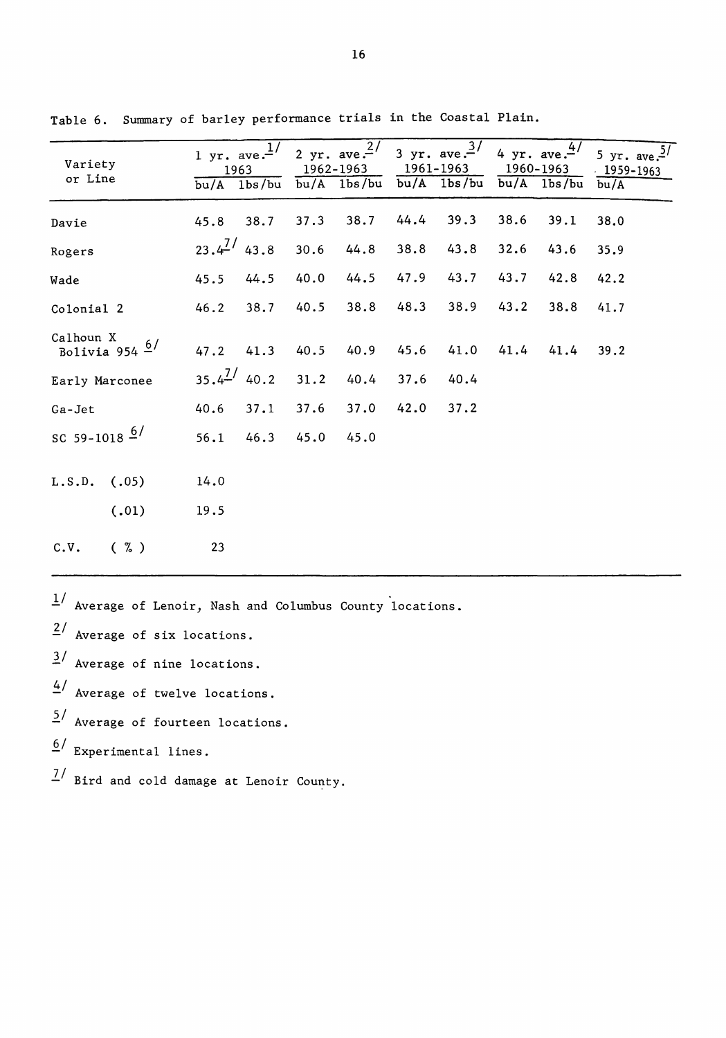Table 6. Summary of barley performance trials in the Coastal Plain.

| Variety or Line | 1 yr. ave.[1/] 1963 | | 2 yr. ave.[2/] 1962-1963 | | 3 yr. ave.[3/] 1961-1963 | | 4 yr. ave.[4/] 1960-1963 | | 5 yr. ave.[5/] 1959-1963 |
|---|---|---|---|---|---|---|---|---|---|
| | bu/A | lbs/bu | bu/A | lbs/bu | bu/A | lbs/bu | bu/A | lbs/bu | bu/A |
| Davie | 45.8 | 38.7 | 37.3 | 38.7 | 44.4 | 39.3 | 38.6 | 39.1 | 38.0 |
| Rogers | 23.4[7/] | 43.8 | 30.6 | 44.8 | 38.8 | 43.8 | 32.6 | 43.6 | 35.9 |
| Wade | 45.5 | 44.5 | 40.0 | 44.5 | 47.9 | 43.7 | 43.7 | 42.8 | 42.2 |
| Colonial 2 | 46.2 | 38.7 | 40.5 | 38.8 | 48.3 | 38.9 | 43.2 | 38.8 | 41.7 |
| Calhoun X Bolivia 954 [6/] | 47.2 | 41.3 | 40.5 | 40.9 | 45.6 | 41.0 | 41.4 | 41.4 | 39.2 |
| Early Marconee | 35.4[7/] | 40.2 | 31.2 | 40.4 | 37.6 | 40.4 | | | |
| Ga-Jet | 40.6 | 37.1 | 37.6 | 37.0 | 42.0 | 37.2 | | | |
| SC 59-1018 [6/] | 56.1 | 46.3 | 45.0 | 45.0 | | | | | |
| L.S.D. (.05) | 14.0 | | | | | | | | |
| (.01) | 19.5 | | | | | | | | |
| C.V. (%) | 23 | | | | | | | | |

[1/] Average of Lenoir, Nash and Columbus County locations.

[2/] Average of six locations.

[3/] Average of nine locations.

[4/] Average of twelve locations.

[5/] Average of fourteen locations.

[6/] Experimental lines.

[7/] Bird and cold damage at Lenoir County.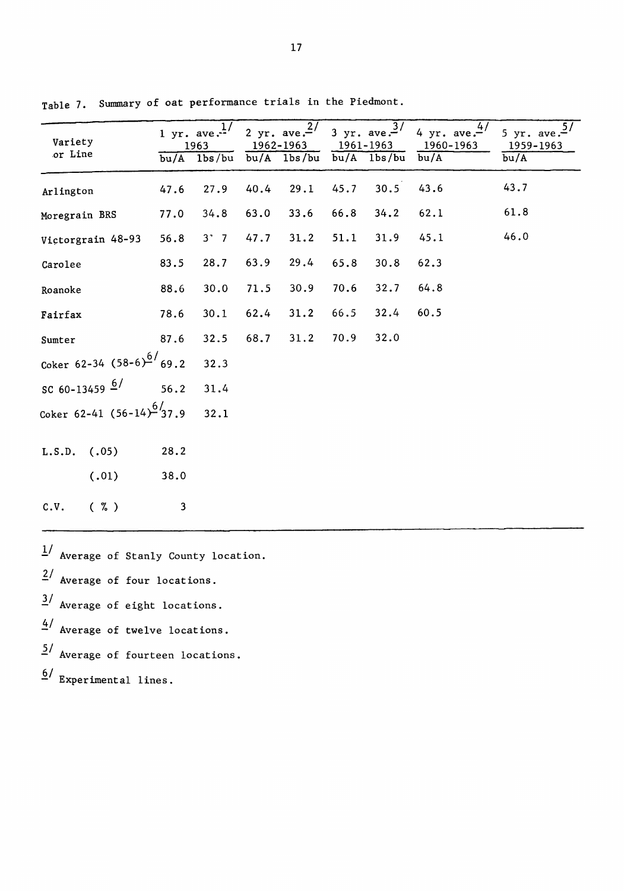Table 7. Summary of oat performance trials in the Piedmont.

| Variety or Line | 1 yr. ave.[1] 1963 | | 2 yr. ave.[2] 1962-1963 | | 3 yr. ave.[3] 1961-1963 | | 4 yr. ave.[4] 1960-1963 | 5 yr. ave.[5] 1959-1963 |
|---|---|---|---|---|---|---|---|---|
| | bu/A | lbs/bu | bu/A | lbs/bu | bu/A | lbs/bu | bu/A | bu/A |
| Arlington | 47.6 | 27.9 | 40.4 | 29.1 | 45.7 | 30.5 | 43.6 | 43.7 |
| Moregrain BRS | 77.0 | 34.8 | 63.0 | 33.6 | 66.8 | 34.2 | 62.1 | 61.8 |
| Victorgrain 48-93 | 56.8 | 3` 7 | 47.7 | 31.2 | 51.1 | 31.9 | 45.1 | 46.0 |
| Carolee | 83.5 | 28.7 | 63.9 | 29.4 | 65.8 | 30.8 | 62.3 | |
| Roanoke | 88.6 | 30.0 | 71.5 | 30.9 | 70.6 | 32.7 | 64.8 | |
| Fairfax | 78.6 | 30.1 | 62.4 | 31.2 | 66.5 | 32.4 | 60.5 | |
| Sumter | 87.6 | 32.5 | 68.7 | 31.2 | 70.9 | 32.0 | | |
| Coker 62-34 (58-6)[6] | 69.2 | 32.3 | | | | | | |
| SC 60-13459 [6] | 56.2 | 31.4 | | | | | | |
| Coker 62-41 (56-14)[6] | 37.9 | 32.1 | | | | | | |
| L.S.D. (.05) | 28.2 | | | | | | | |
| (.01) | 38.0 | | | | | | | |
| C.V. ( % ) | 3 | | | | | | | |

[1] Average of Stanly County location.

[2] Average of four locations.

[3] Average of eight locations.

[4] Average of twelve locations.

[5] Average of fourteen locations.

[6] Experimental lines.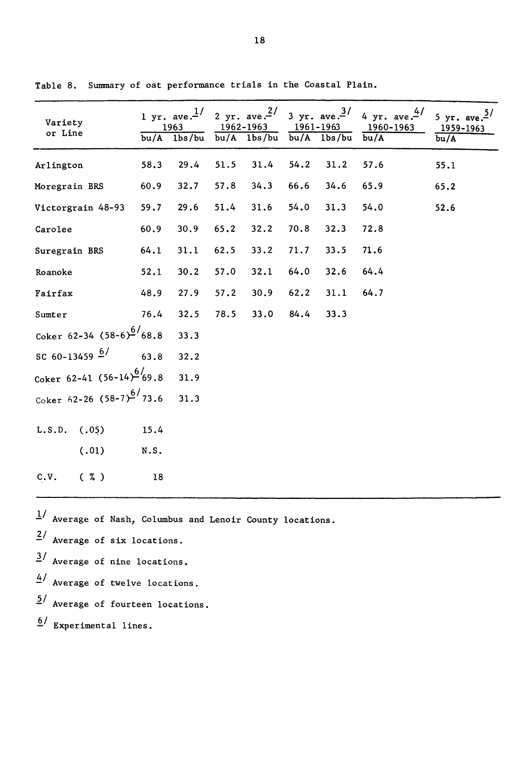Table 8. Summary of oat performance trials in the Coastal Plain.

| Variety or Line | 1 yr. ave.[1] 1963 | | 2 yr. ave.[2] 1962-1963 | | 3 yr. ave.[3] 1961-1963 | | 4 yr. ave.[4] 1960-1963 | 5 yr. ave.[5] 1959-1963 |
|---|---|---|---|---|---|---|---|---|
| | bu/A | lbs/bu | bu/A | lbs/bu | bu/A | lbs/bu | bu/A | bu/A |
| Arlington | 58.3 | 29.4 | 51.5 | 31.4 | 54.2 | 31.2 | 57.6 | 55.1 |
| Moregrain BRS | 60.9 | 32.7 | 57.8 | 34.3 | 66.6 | 34.6 | 65.9 | 65.2 |
| Victorgrain 48-93 | 59.7 | 29.6 | 51.4 | 31.6 | 54.0 | 31.3 | 54.0 | 52.6 |
| Carolee | 60.9 | 30.9 | 65.2 | 32.2 | 70.8 | 32.3 | 72.8 | |
| Suregrain BRS | 64.1 | 31.1 | 62.5 | 33.2 | 71.7 | 33.5 | 71.6 | |
| Roanoke | 52.1 | 30.2 | 57.0 | 32.1 | 64.0 | 32.6 | 64.4 | |
| Fairfax | 48.9 | 27.9 | 57.2 | 30.9 | 62.2 | 31.1 | 64.7 | |
| Sumter | 76.4 | 32.5 | 78.5 | 33.0 | 84.4 | 33.3 | | |
| Coker 62-34 (58-6)[6] | 68.8 | 33.3 | | | | | | |
| SC 60-13459 [6] | 63.8 | 32.2 | | | | | | |
| Coker 62-41 (56-14)[6] | 69.8 | 31.9 | | | | | | |
| Coker 62-26 (58-7)[6] | 73.6 | 31.3 | | | | | | |
| L.S.D. (.05) | 15.4 | | | | | | | |
| (.01) | N.S. | | | | | | | |
| C.V. ( % ) | 18 | | | | | | | |

[1] Average of Nash, Columbus and Lenoir County locations.

[2] Average of six locations.

[3] Average of nine locations.

[4] Average of twelve locations.

[5] Average of fourteen locations.

[6] Experimental lines.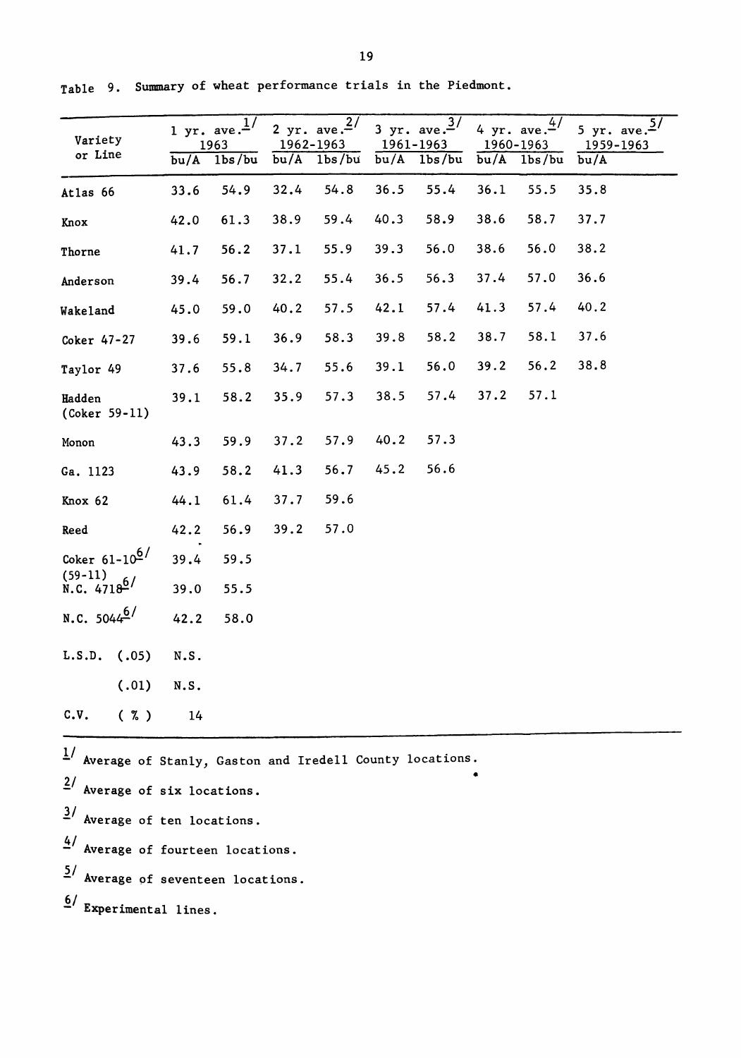Table 9. Summary of wheat performance trials in the Piedmont.

| Variety or Line | 1 yr. ave.[1/] 1963 | | 2 yr. ave.[2/] 1962-1963 | | 3 yr. ave.[3/] 1961-1963 | | 4 yr. ave.[4/] 1960-1963 | | 5 yr. ave.[5/] 1959-1963 |
|---|---|---|---|---|---|---|---|---|---|
| | bu/A | lbs/bu | bu/A | lbs/bu | bu/A | lbs/bu | bu/A | lbs/bu | bu/A |
| Atlas 66 | 33.6 | 54.9 | 32.4 | 54.8 | 36.5 | 55.4 | 36.1 | 55.5 | 35.8 |
| Knox | 42.0 | 61.3 | 38.9 | 59.4 | 40.3 | 58.9 | 38.6 | 58.7 | 37.7 |
| Thorne | 41.7 | 56.2 | 37.1 | 55.9 | 39.3 | 56.0 | 38.6 | 56.0 | 38.2 |
| Anderson | 39.4 | 56.7 | 32.2 | 55.4 | 36.5 | 56.3 | 37.4 | 57.0 | 36.6 |
| Wakeland | 45.0 | 59.0 | 40.2 | 57.5 | 42.1 | 57.4 | 41.3 | 57.4 | 40.2 |
| Coker 47-27 | 39.6 | 59.1 | 36.9 | 58.3 | 39.8 | 58.2 | 38.7 | 58.1 | 37.6 |
| Taylor 49 | 37.6 | 55.8 | 34.7 | 55.6 | 39.1 | 56.0 | 39.2 | 56.2 | 38.8 |
| Hadden (Coker 59-11) | 39.1 | 58.2 | 35.9 | 57.3 | 38.5 | 57.4 | 37.2 | 57.1 | |
| Monon | 43.3 | 59.9 | 37.2 | 57.9 | 40.2 | 57.3 | | | |
| Ga. 1123 | 43.9 | 58.2 | 41.3 | 56.7 | 45.2 | 56.6 | | | |
| Knox 62 | 44.1 | 61.4 | 37.7 | 59.6 | | | | | |
| Reed | 42.2 | 56.9 | 39.2 | 57.0 | | | | | |
| Coker 61-10[6/] (59-11) | 39.4 | 59.5 | | | | | | | |
| N.C. 4718[6/] | 39.0 | 55.5 | | | | | | | |
| N.C. 5044[6/] | 42.2 | 58.0 | | | | | | | |
| L.S.D. (.05) | N.S. | | | | | | | | |
| (.01) | N.S. | | | | | | | | |
| C.V. ( % ) | 14 | | | | | | | | |

[1/] Average of Stanly, Gaston and Iredell County locations.

[2/] Average of six locations.

[3/] Average of ten locations.

[4/] Average of fourteen locations.

[5/] Average of seventeen locations.

[6/] Experimental lines.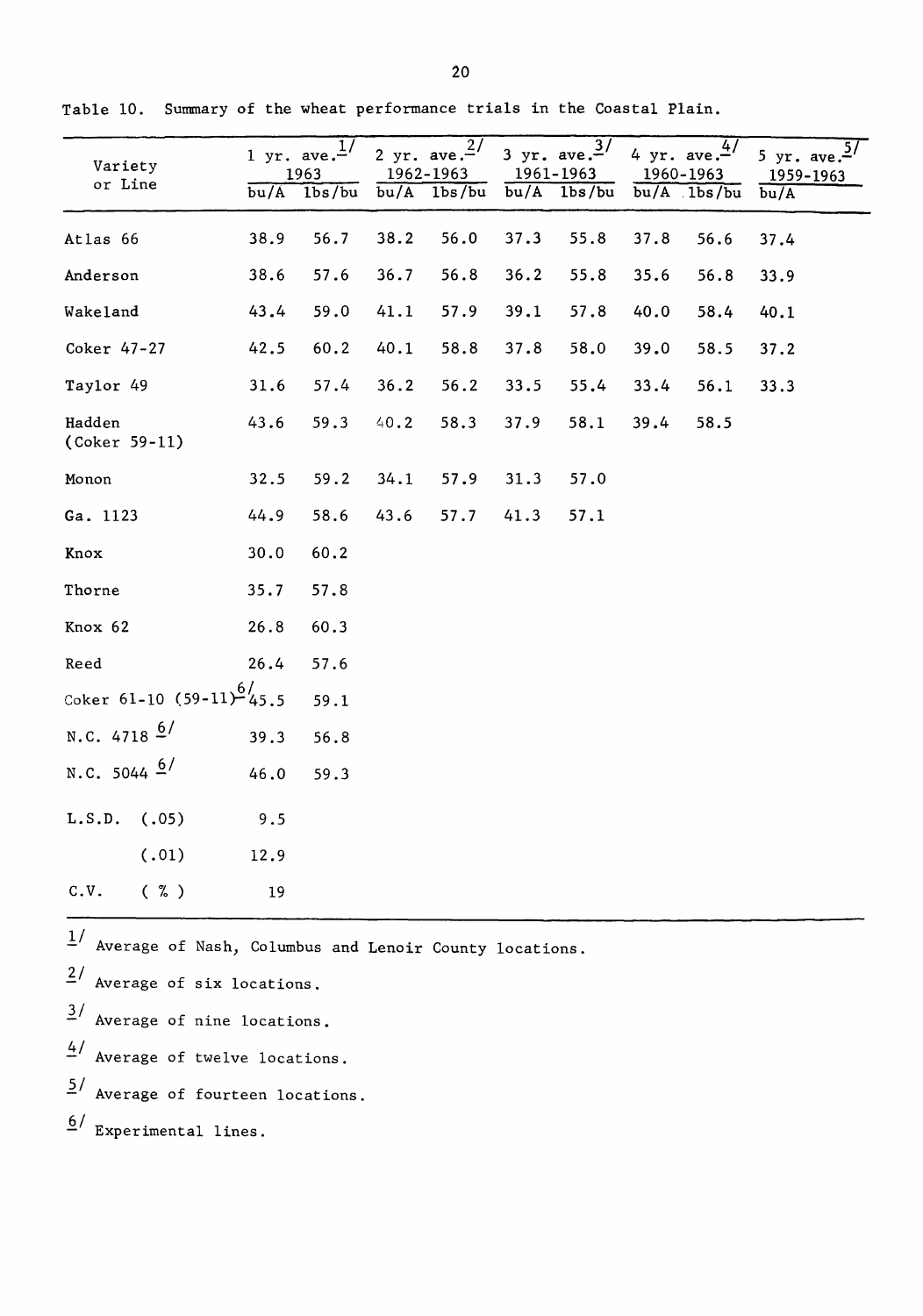Table 10. Summary of the wheat performance trials in the Coastal Plain.

| Variety or Line | 1 yr. ave.[1] 1963 | | 2 yr. ave.[2] 1962-1963 | | 3 yr. ave.[3] 1961-1963 | | 4 yr. ave.[4] 1960-1963 | | 5 yr. ave.[5] 1959-1963 |
|---|---|---|---|---|---|---|---|---|---|
| | bu/A | lbs/bu | bu/A | lbs/bu | bu/A | lbs/bu | bu/A | lbs/bu | bu/A |
| Atlas 66 | 38.9 | 56.7 | 38.2 | 56.0 | 37.3 | 55.8 | 37.8 | 56.6 | 37.4 |
| Anderson | 38.6 | 57.6 | 36.7 | 56.8 | 36.2 | 55.8 | 35.6 | 56.8 | 33.9 |
| Wakeland | 43.4 | 59.0 | 41.1 | 57.9 | 39.1 | 57.8 | 40.0 | 58.4 | 40.1 |
| Coker 47-27 | 42.5 | 60.2 | 40.1 | 58.8 | 37.8 | 58.0 | 39.0 | 58.5 | 37.2 |
| Taylor 49 | 31.6 | 57.4 | 36.2 | 56.2 | 33.5 | 55.4 | 33.4 | 56.1 | 33.3 |
| Hadden (Coker 59-11) | 43.6 | 59.3 | 40.2 | 58.3 | 37.9 | 58.1 | 39.4 | 58.5 | |
| Monon | 32.5 | 59.2 | 34.1 | 57.9 | 31.3 | 57.0 | | | |
| Ga. 1123 | 44.9 | 58.6 | 43.6 | 57.7 | 41.3 | 57.1 | | | |
| Knox | 30.0 | 60.2 | | | | | | | |
| Thorne | 35.7 | 57.8 | | | | | | | |
| Knox 62 | 26.8 | 60.3 | | | | | | | |
| Reed | 26.4 | 57.6 | | | | | | | |
| Coker 61-10 (59-11)[6] | 45.5 | 59.1 | | | | | | | |
| N.C. 4718 [6] | 39.3 | 56.8 | | | | | | | |
| N.C. 5044 [6] | 46.0 | 59.3 | | | | | | | |
| L.S.D. (.05) | 9.5 | | | | | | | | |
| (.01) | 12.9 | | | | | | | | |
| C.V. ( % ) | 19 | | | | | | | | |

[1] Average of Nash, Columbus and Lenoir County locations.

[2] Average of six locations.

[3] Average of nine locations.

[4] Average of twelve locations.

[5] Average of fourteen locations.

[6] Experimental lines.